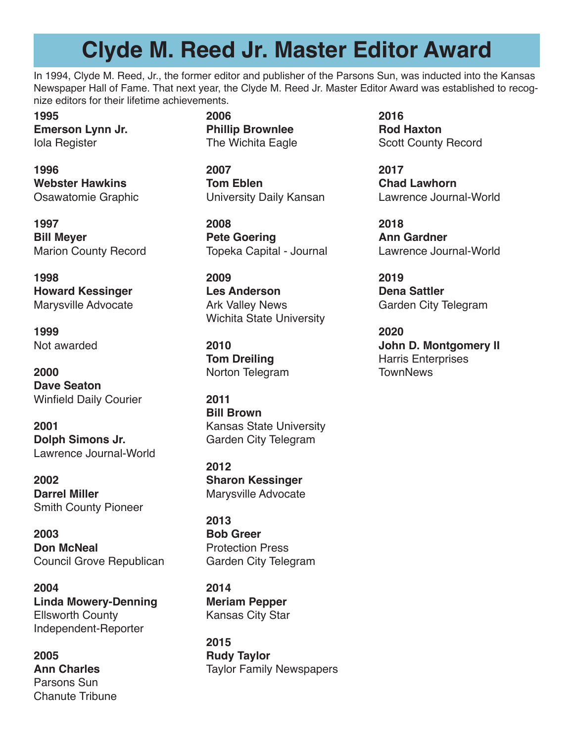# Clyde M. Reed Jr. Master Editor Award

In 1994, Clyde M. Reed, Jr., the former editor and publisher of the Parsons Sun, was inducted into the Kansas Newspaper Hall of Fame. That next year, the Clyde M. Reed Jr. Master Editor Award was established to recognize editors for their lifetime achievements.

**1995**
**Emerson Lynn Jr.**
Iola Register

**1996**
**Webster Hawkins**
Osawatomie Graphic

**1997**
**Bill Meyer**
Marion County Record

**1998**
**Howard Kessinger**
Marysville Advocate

**1999**
Not awarded

**2000**
**Dave Seaton**
Winfield Daily Courier

**2001**
**Dolph Simons Jr.**
Lawrence Journal-World

**2002**
**Darrel Miller**
Smith County Pioneer

**2003**
**Don McNeal**
Council Grove Republican

**2004**
**Linda Mowery-Denning**
Ellsworth County
Independent-Reporter

**2005**
**Ann Charles**
Parsons Sun
Chanute Tribune

**2006**
**Phillip Brownlee**
The Wichita Eagle

**2007**
**Tom Eblen**
University Daily Kansan

**2008**
**Pete Goering**
Topeka Capital - Journal

**2009**
**Les Anderson**
Ark Valley News
Wichita State University

**2010**
**Tom Dreiling**
Norton Telegram

**2011**
**Bill Brown**
Kansas State University
Garden City Telegram

**2012**
**Sharon Kessinger**
Marysville Advocate

**2013**
**Bob Greer**
Protection Press
Garden City Telegram

**2014**
**Meriam Pepper**
Kansas City Star

**2015**
**Rudy Taylor**
Taylor Family Newspapers

**2016**
**Rod Haxton**
Scott County Record

**2017**
**Chad Lawhorn**
Lawrence Journal-World

**2018**
**Ann Gardner**
Lawrence Journal-World

**2019**
**Dena Sattler**
Garden City Telegram

**2020**
**John D. Montgomery II**
Harris Enterprises
TownNews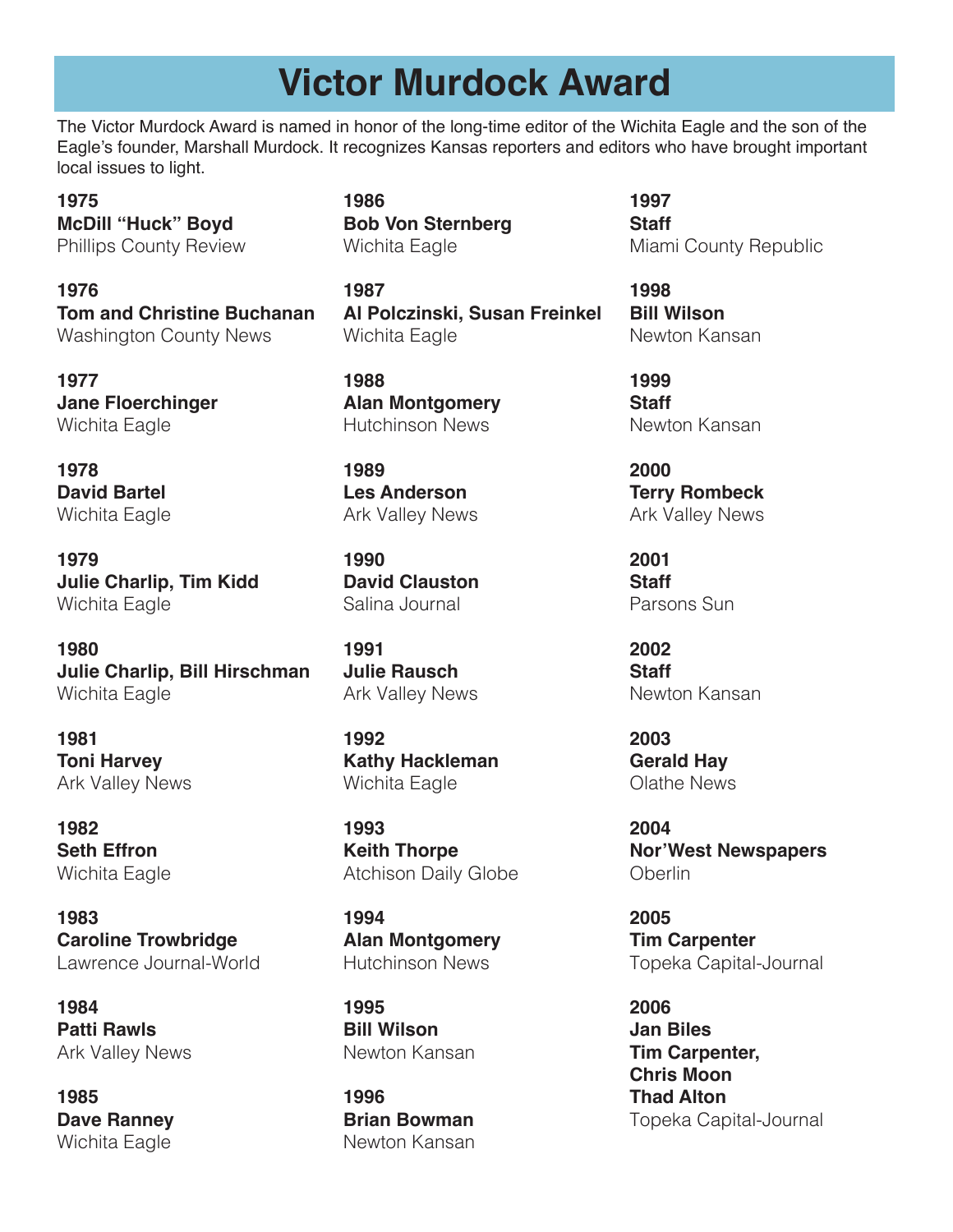# Victor Murdock Award

The Victor Murdock Award is named in honor of the long-time editor of the Wichita Eagle and the son of the Eagle's founder, Marshall Murdock. It recognizes Kansas reporters and editors who have brought important local issues to light.

**1975**
**McDill "Huck" Boyd**
Phillips County Review

**1976**
**Tom and Christine Buchanan**
Washington County News

**1977**
**Jane Floerchinger**
Wichita Eagle

**1978**
**David Bartel**
Wichita Eagle

**1979**
**Julie Charlip, Tim Kidd**
Wichita Eagle

**1980**
**Julie Charlip, Bill Hirschman**
Wichita Eagle

**1981**
**Toni Harvey**
Ark Valley News

**1982**
**Seth Effron**
Wichita Eagle

**1983**
**Caroline Trowbridge**
Lawrence Journal-World

**1984**
**Patti Rawls**
Ark Valley News

**1985**
**Dave Ranney**
Wichita Eagle

**1986**
**Bob Von Sternberg**
Wichita Eagle

**1987**
**Al Polczinski, Susan Freinkel**
Wichita Eagle

**1988**
**Alan Montgomery**
Hutchinson News

**1989**
**Les Anderson**
Ark Valley News

**1990**
**David Clauston**
Salina Journal

**1991**
**Julie Rausch**
Ark Valley News

**1992**
**Kathy Hackleman**
Wichita Eagle

**1993**
**Keith Thorpe**
Atchison Daily Globe

**1994**
**Alan Montgomery**
Hutchinson News

**1995**
**Bill Wilson**
Newton Kansan

**1996**
**Brian Bowman**
Newton Kansan

**1997**
**Staff**
Miami County Republic

**1998**
**Bill Wilson**
Newton Kansan

**1999**
**Staff**
Newton Kansan

**2000**
**Terry Rombeck**
Ark Valley News

**2001**
**Staff**
Parsons Sun

**2002**
**Staff**
Newton Kansan

**2003**
**Gerald Hay**
Olathe News

**2004**
**Nor'West Newspapers**
Oberlin

**2005**
**Tim Carpenter**
Topeka Capital-Journal

**2006**
**Jan Biles**
**Tim Carpenter,**
**Chris Moon**
**Thad Alton**
Topeka Capital-Journal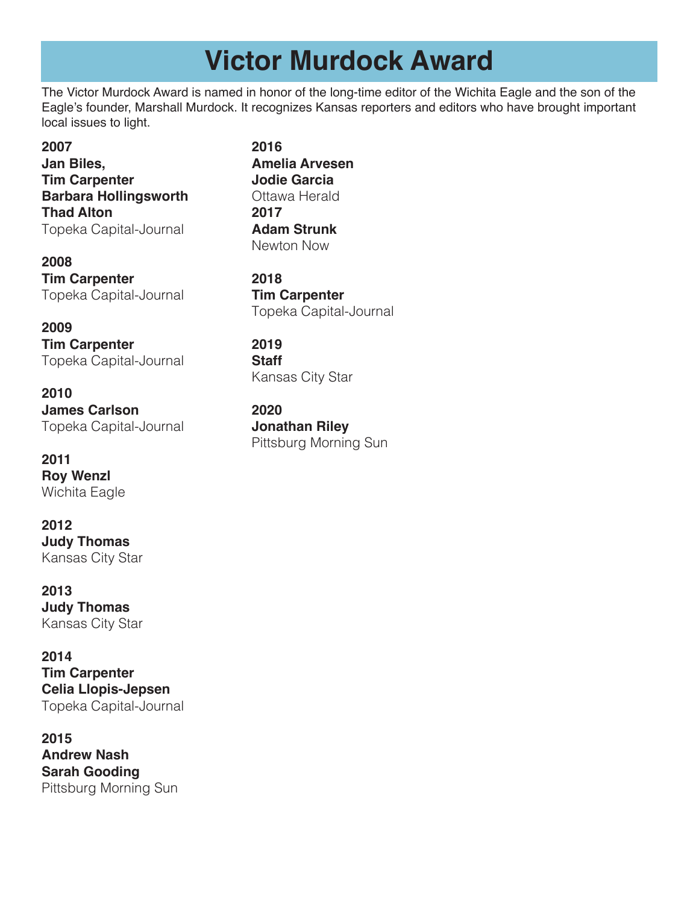# Victor Murdock Award

The Victor Murdock Award is named in honor of the long-time editor of the Wichita Eagle and the son of the Eagle's founder, Marshall Murdock. It recognizes Kansas reporters and editors who have brought important local issues to light.

**2007**
**Jan Biles,**
**Tim Carpenter**
**Barbara Hollingsworth**
**Thad Alton**
Topeka Capital-Journal

**2008**
**Tim Carpenter**
Topeka Capital-Journal

**2009**
**Tim Carpenter**
Topeka Capital-Journal

**2010**
**James Carlson**
Topeka Capital-Journal

**2011**
**Roy Wenzl**
Wichita Eagle

**2012**
**Judy Thomas**
Kansas City Star

**2013**
**Judy Thomas**
Kansas City Star

**2014**
**Tim Carpenter**
**Celia Llopis-Jepsen**
Topeka Capital-Journal

**2015**
**Andrew Nash**
**Sarah Gooding**
Pittsburg Morning Sun

**2016**
**Amelia Arvesen**
**Jodie Garcia**
Ottawa Herald

**2017**
**Adam Strunk**
Newton Now

**2018**
**Tim Carpenter**
Topeka Capital-Journal

**2019**
**Staff**
Kansas City Star

**2020**
**Jonathan Riley**
Pittsburg Morning Sun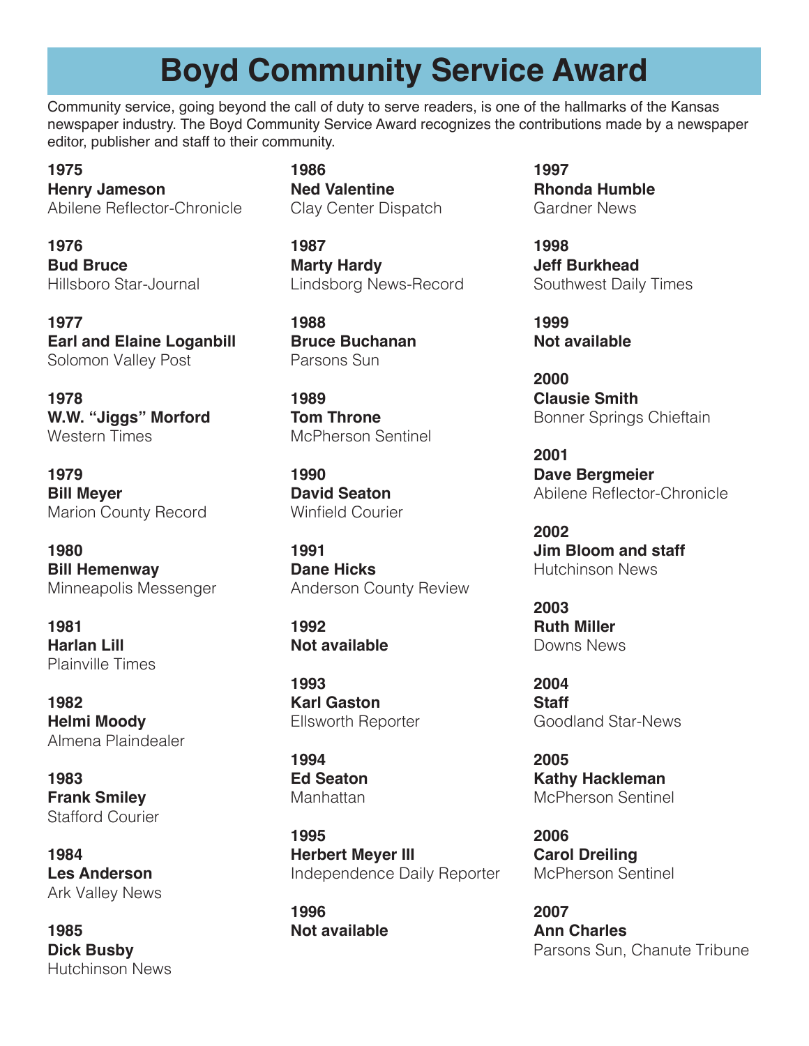# Boyd Community Service Award

Community service, going beyond the call of duty to serve readers, is one of the hallmarks of the Kansas newspaper industry. The Boyd Community Service Award recognizes the contributions made by a newspaper editor, publisher and staff to their community.

**1975**
**Henry Jameson**
Abilene Reflector-Chronicle

**1976**
**Bud Bruce**
Hillsboro Star-Journal

**1977**
**Earl and Elaine Loganbill**
Solomon Valley Post

**1978**
**W.W. "Jiggs" Morford**
Western Times

**1979**
**Bill Meyer**
Marion County Record

**1980**
**Bill Hemenway**
Minneapolis Messenger

**1981**
**Harlan Lill**
Plainville Times

**1982**
**Helmi Moody**
Almena Plaindealer

**1983**
**Frank Smiley**
Stafford Courier

**1984**
**Les Anderson**
Ark Valley News

**1985**
**Dick Busby**
Hutchinson News

**1986**
**Ned Valentine**
Clay Center Dispatch

**1987**
**Marty Hardy**
Lindsborg News-Record

**1988**
**Bruce Buchanan**
Parsons Sun

**1989**
**Tom Throne**
McPherson Sentinel

**1990**
**David Seaton**
Winfield Courier

**1991**
**Dane Hicks**
Anderson County Review

**1992**
**Not available**

**1993**
**Karl Gaston**
Ellsworth Reporter

**1994**
**Ed Seaton**
Manhattan

**1995**
**Herbert Meyer III**
Independence Daily Reporter

**1996**
**Not available**

**1997**
**Rhonda Humble**
Gardner News

**1998**
**Jeff Burkhead**
Southwest Daily Times

**1999**
**Not available**

**2000**
**Clausie Smith**
Bonner Springs Chieftain

**2001**
**Dave Bergmeier**
Abilene Reflector-Chronicle

**2002**
**Jim Bloom and staff**
Hutchinson News

**2003**
**Ruth Miller**
Downs News

**2004**
**Staff**
Goodland Star-News

**2005**
**Kathy Hackleman**
McPherson Sentinel

**2006**
**Carol Dreiling**
McPherson Sentinel

**2007**
**Ann Charles**
Parsons Sun, Chanute Tribune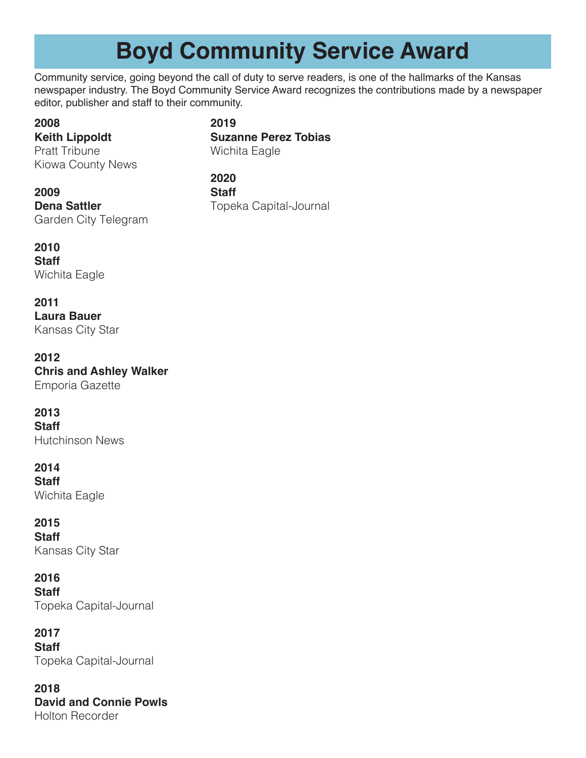# Boyd Community Service Award

Community service, going beyond the call of duty to serve readers, is one of the hallmarks of the Kansas newspaper industry. The Boyd Community Service Award recognizes the contributions made by a newspaper editor, publisher and staff to their community.

**2008**
**Keith Lippoldt**
Pratt Tribune
Kiowa County News

**2009**
**Dena Sattler**
Garden City Telegram

**2010**
**Staff**
Wichita Eagle

**2011**
**Laura Bauer**
Kansas City Star

**2012**
**Chris and Ashley Walker**
Emporia Gazette

**2013**
**Staff**
Hutchinson News

**2014**
**Staff**
Wichita Eagle

**2015**
**Staff**
Kansas City Star

**2016**
**Staff**
Topeka Capital-Journal

**2017**
**Staff**
Topeka Capital-Journal

**2018**
**David and Connie Powls**
Holton Recorder

**2019**
**Suzanne Perez Tobias**
Wichita Eagle

**2020**
**Staff**
Topeka Capital-Journal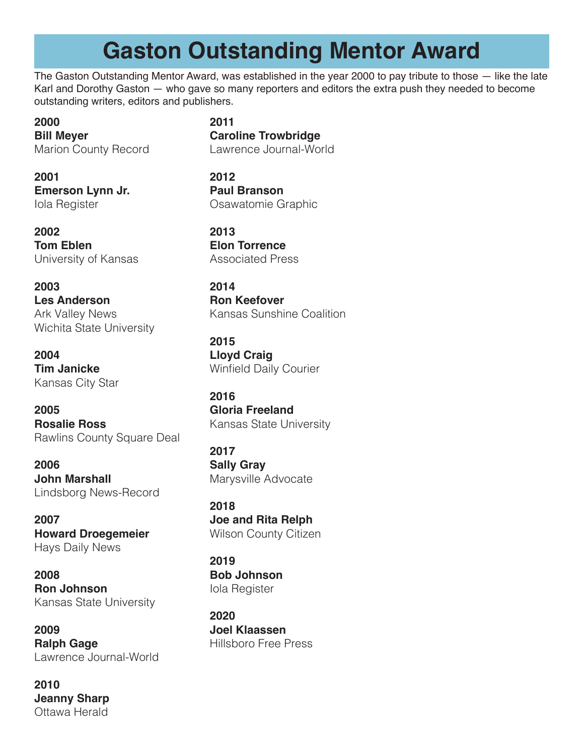# Gaston Outstanding Mentor Award

The Gaston Outstanding Mentor Award, was established in the year 2000 to pay tribute to those — like the late Karl and Dorothy Gaston — who gave so many reporters and editors the extra push they needed to become outstanding writers, editors and publishers.

**2000**
**Bill Meyer**
Marion County Record

**2001**
**Emerson Lynn Jr.**
Iola Register

**2002**
**Tom Eblen**
University of Kansas

**2003**
**Les Anderson**
Ark Valley News
Wichita State University

**2004**
**Tim Janicke**
Kansas City Star

**2005**
**Rosalie Ross**
Rawlins County Square Deal

**2006**
**John Marshall**
Lindsborg News-Record

**2007**
**Howard Droegemeier**
Hays Daily News

**2008**
**Ron Johnson**
Kansas State University

**2009**
**Ralph Gage**
Lawrence Journal-World

**2010**
**Jeanny Sharp**
Ottawa Herald

**2011**
**Caroline Trowbridge**
Lawrence Journal-World

**2012**
**Paul Branson**
Osawatomie Graphic

**2013**
**Elon Torrence**
Associated Press

**2014**
**Ron Keefover**
Kansas Sunshine Coalition

**2015**
**Lloyd Craig**
Winfield Daily Courier

**2016**
**Gloria Freeland**
Kansas State University

**2017**
**Sally Gray**
Marysville Advocate

**2018**
**Joe and Rita Relph**
Wilson County Citizen

**2019**
**Bob Johnson**
Iola Register

**2020**
**Joel Klaassen**
Hillsboro Free Press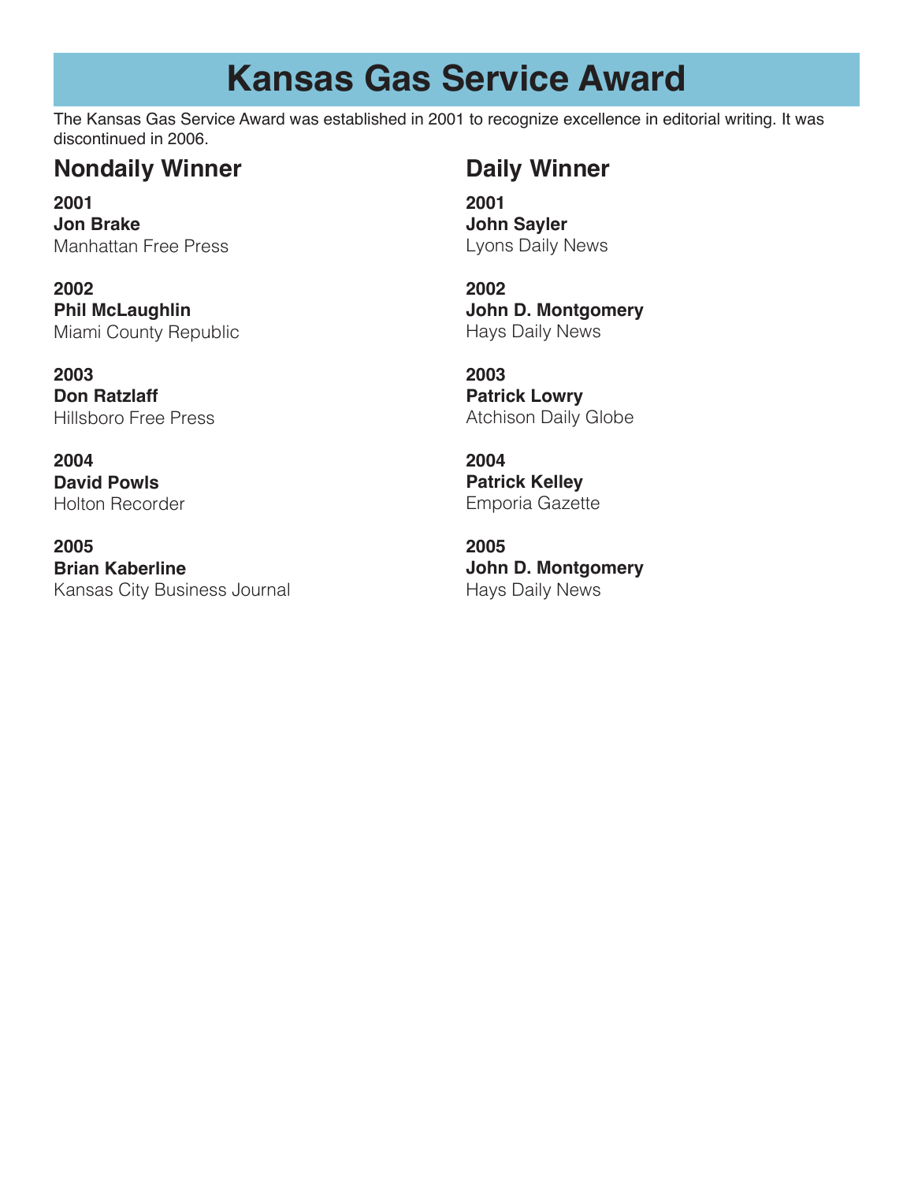# Kansas Gas Service Award

The Kansas Gas Service Award was established in 2001 to recognize excellence in editorial writing. It was discontinued in 2006.

## Nondaily Winner

**2001**
**Jon Brake**
Manhattan Free Press

**2002**
**Phil McLaughlin**
Miami County Republic

**2003**
**Don Ratzlaff**
Hillsboro Free Press

**2004**
**David Powls**
Holton Recorder

**2005**
**Brian Kaberline**
Kansas City Business Journal

## Daily Winner

**2001**
**John Sayler**
Lyons Daily News

**2002**
**John D. Montgomery**
Hays Daily News

**2003**
**Patrick Lowry**
Atchison Daily Globe

**2004**
**Patrick Kelley**
Emporia Gazette

**2005**
**John D. Montgomery**
Hays Daily News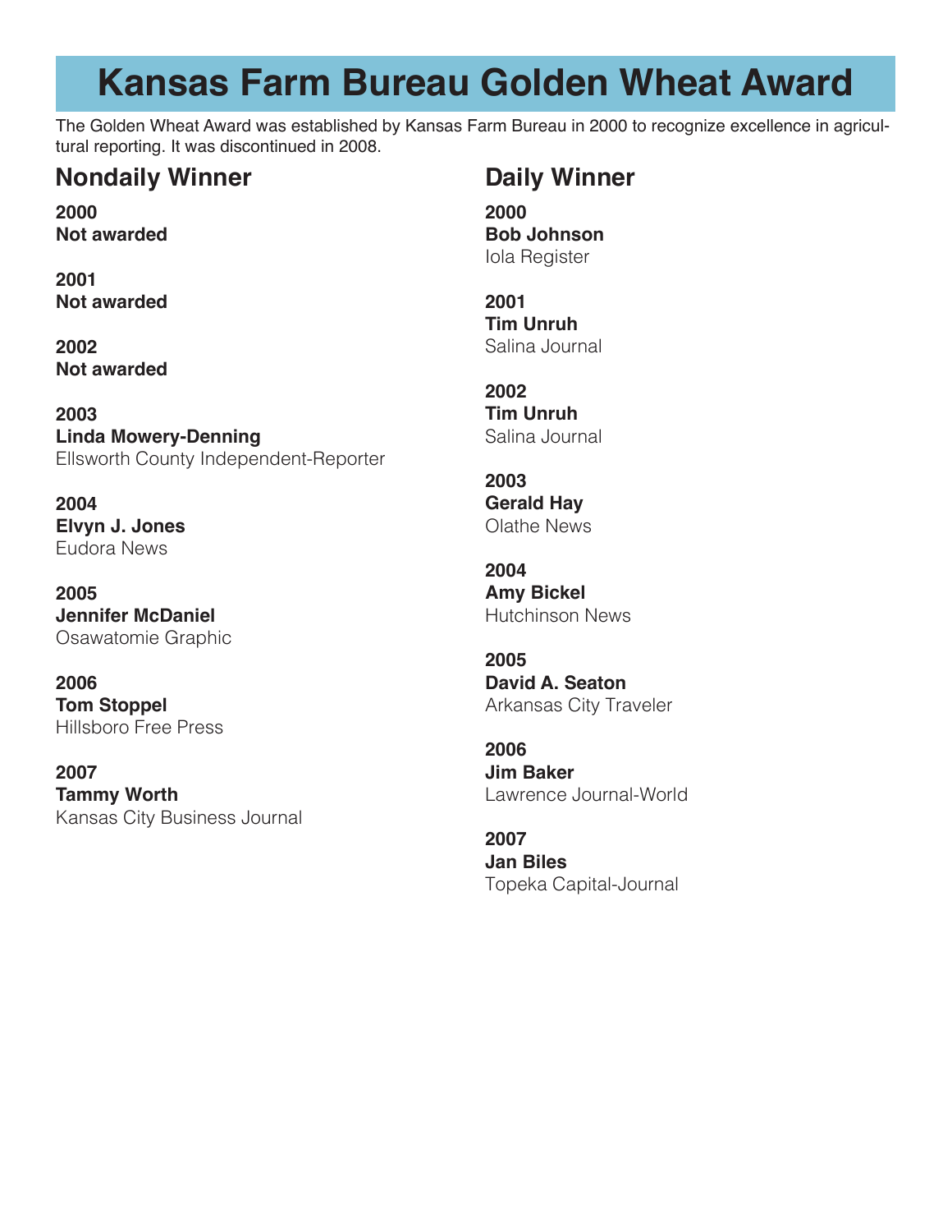# Kansas Farm Bureau Golden Wheat Award

The Golden Wheat Award was established by Kansas Farm Bureau in 2000 to recognize excellence in agricultural reporting. It was discontinued in 2008.

## Nondaily Winner

**2000**
**Not awarded**

**2001**
**Not awarded**

**2002**
**Not awarded**

**2003**
**Linda Mowery-Denning**
Ellsworth County Independent-Reporter

**2004**
**Elvyn J. Jones**
Eudora News

**2005**
**Jennifer McDaniel**
Osawatomie Graphic

**2006**
**Tom Stoppel**
Hillsboro Free Press

**2007**
**Tammy Worth**
Kansas City Business Journal

## Daily Winner

**2000**
**Bob Johnson**
Iola Register

**2001**
**Tim Unruh**
Salina Journal

**2002**
**Tim Unruh**
Salina Journal

**2003**
**Gerald Hay**
Olathe News

**2004**
**Amy Bickel**
Hutchinson News

**2005**
**David A. Seaton**
Arkansas City Traveler

**2006**
**Jim Baker**
Lawrence Journal-World

**2007**
**Jan Biles**
Topeka Capital-Journal